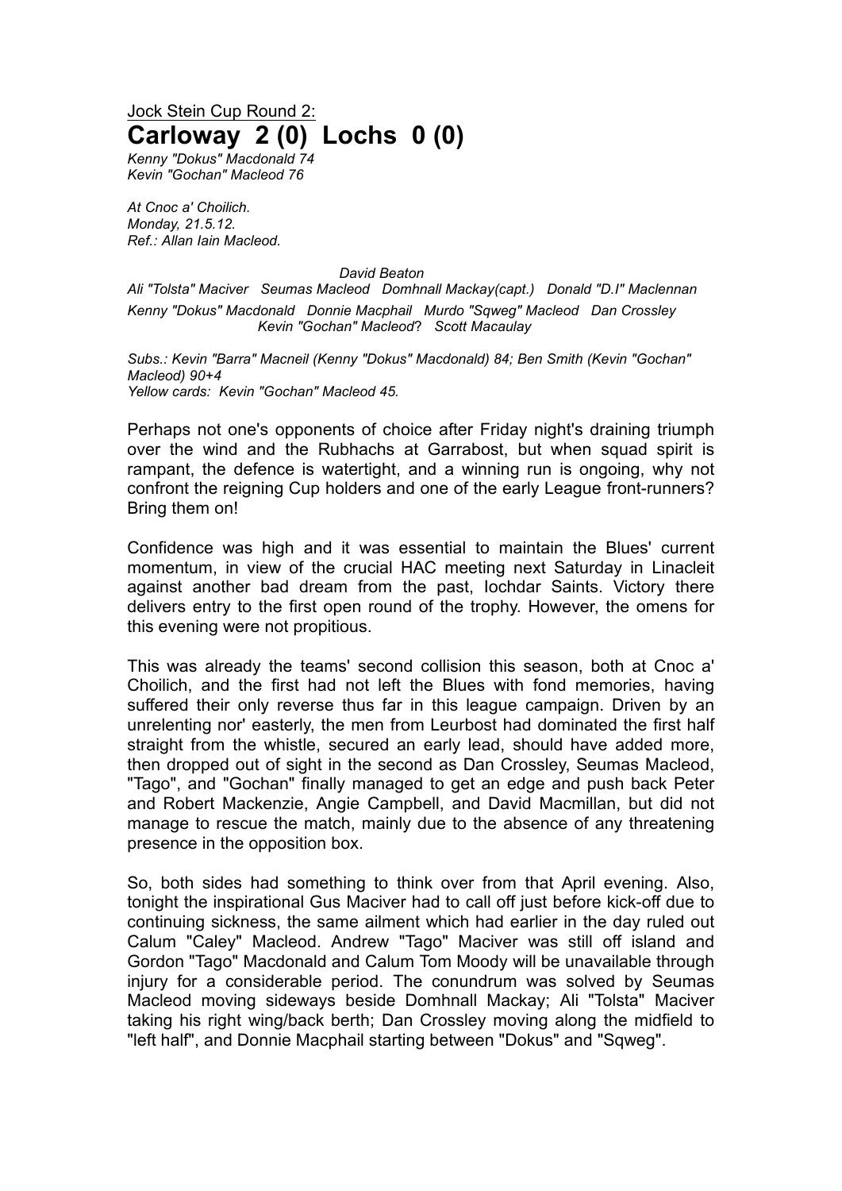Jock Stein Cup Round 2:

# Carloway 2 (0) Lochs 0 (0)

*Kenny "Dokus" Macdonald 74*
*Kevin "Gochan" Macleod 76*

*At Cnoc a' Choilich.*
*Monday, 21.5.12.*
*Ref.: Allan Iain Macleod.*

*David Beaton*
*Ali "Tolsta" Maciver   Seumas Macleod   Domhnall Mackay(capt.)   Donald "D.I" Maclennan*
*Kenny "Dokus" Macdonald   Donnie Macphail   Murdo "Sqweg" Macleod   Dan Crossley*
*Kevin "Gochan" Macleod?   Scott Macaulay*

*Subs.: Kevin "Barra" Macneil (Kenny "Dokus" Macdonald) 84; Ben Smith (Kevin "Gochan" Macleod) 90+4*
*Yellow cards: Kevin "Gochan" Macleod 45.*

Perhaps not one's opponents of choice after Friday night's draining triumph over the wind and the Rubhachs at Garrabost, but when squad spirit is rampant, the defence is watertight, and a winning run is ongoing, why not confront the reigning Cup holders and one of the early League front-runners? Bring them on!

Confidence was high and it was essential to maintain the Blues' current momentum, in view of the crucial HAC meeting next Saturday in Linacleit against another bad dream from the past, Iochdar Saints. Victory there delivers entry to the first open round of the trophy. However, the omens for this evening were not propitious.

This was already the teams' second collision this season, both at Cnoc a' Choilich, and the first had not left the Blues with fond memories, having suffered their only reverse thus far in this league campaign. Driven by an unrelenting nor' easterly, the men from Leurbost had dominated the first half straight from the whistle, secured an early lead, should have added more, then dropped out of sight in the second as Dan Crossley, Seumas Macleod, "Tago", and "Gochan" finally managed to get an edge and push back Peter and Robert Mackenzie, Angie Campbell, and David Macmillan, but did not manage to rescue the match, mainly due to the absence of any threatening presence in the opposition box.

So, both sides had something to think over from that April evening. Also, tonight the inspirational Gus Maciver had to call off just before kick-off due to continuing sickness, the same ailment which had earlier in the day ruled out Calum "Caley" Macleod. Andrew "Tago" Maciver was still off island and Gordon "Tago" Macdonald and Calum Tom Moody will be unavailable through injury for a considerable period. The conundrum was solved by Seumas Macleod moving sideways beside Domhnall Mackay; Ali "Tolsta" Maciver taking his right wing/back berth; Dan Crossley moving along the midfield to "left half", and Donnie Macphail starting between "Dokus" and "Sqweg".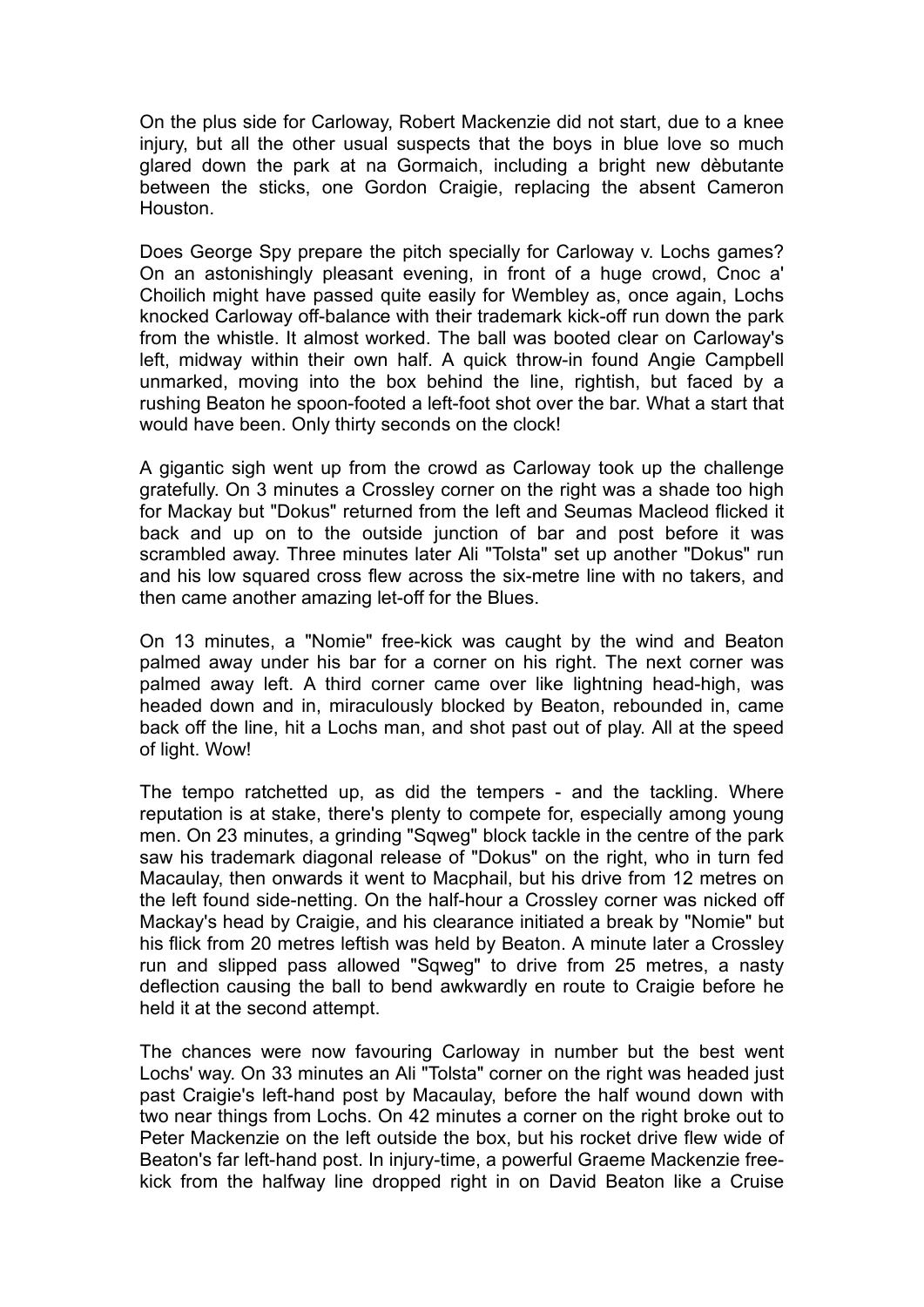On the plus side for Carloway, Robert Mackenzie did not start, due to a knee injury, but all the other usual suspects that the boys in blue love so much glared down the park at na Gormaich, including a bright new dèbutante between the sticks, one Gordon Craigie, replacing the absent Cameron Houston.

Does George Spy prepare the pitch specially for Carloway v. Lochs games? On an astonishingly pleasant evening, in front of a huge crowd, Cnoc a' Choilich might have passed quite easily for Wembley as, once again, Lochs knocked Carloway off-balance with their trademark kick-off run down the park from the whistle. It almost worked. The ball was booted clear on Carloway's left, midway within their own half. A quick throw-in found Angie Campbell unmarked, moving into the box behind the line, rightish, but faced by a rushing Beaton he spoon-footed a left-foot shot over the bar. What a start that would have been. Only thirty seconds on the clock!

A gigantic sigh went up from the crowd as Carloway took up the challenge gratefully. On 3 minutes a Crossley corner on the right was a shade too high for Mackay but "Dokus" returned from the left and Seumas Macleod flicked it back and up on to the outside junction of bar and post before it was scrambled away. Three minutes later Ali "Tolsta" set up another "Dokus" run and his low squared cross flew across the six-metre line with no takers, and then came another amazing let-off for the Blues.

On 13 minutes, a "Nomie" free-kick was caught by the wind and Beaton palmed away under his bar for a corner on his right. The next corner was palmed away left. A third corner came over like lightning head-high, was headed down and in, miraculously blocked by Beaton, rebounded in, came back off the line, hit a Lochs man, and shot past out of play. All at the speed of light. Wow!

The tempo ratchetted up, as did the tempers - and the tackling. Where reputation is at stake, there's plenty to compete for, especially among young men. On 23 minutes, a grinding "Sqweg" block tackle in the centre of the park saw his trademark diagonal release of "Dokus" on the right, who in turn fed Macaulay, then onwards it went to Macphail, but his drive from 12 metres on the left found side-netting. On the half-hour a Crossley corner was nicked off Mackay's head by Craigie, and his clearance initiated a break by "Nomie" but his flick from 20 metres leftish was held by Beaton. A minute later a Crossley run and slipped pass allowed "Sqweg" to drive from 25 metres, a nasty deflection causing the ball to bend awkwardly en route to Craigie before he held it at the second attempt.

The chances were now favouring Carloway in number but the best went Lochs' way. On 33 minutes an Ali "Tolsta" corner on the right was headed just past Craigie's left-hand post by Macaulay, before the half wound down with two near things from Lochs. On 42 minutes a corner on the right broke out to Peter Mackenzie on the left outside the box, but his rocket drive flew wide of Beaton's far left-hand post. In injury-time, a powerful Graeme Mackenzie free-kick from the halfway line dropped right in on David Beaton like a Cruise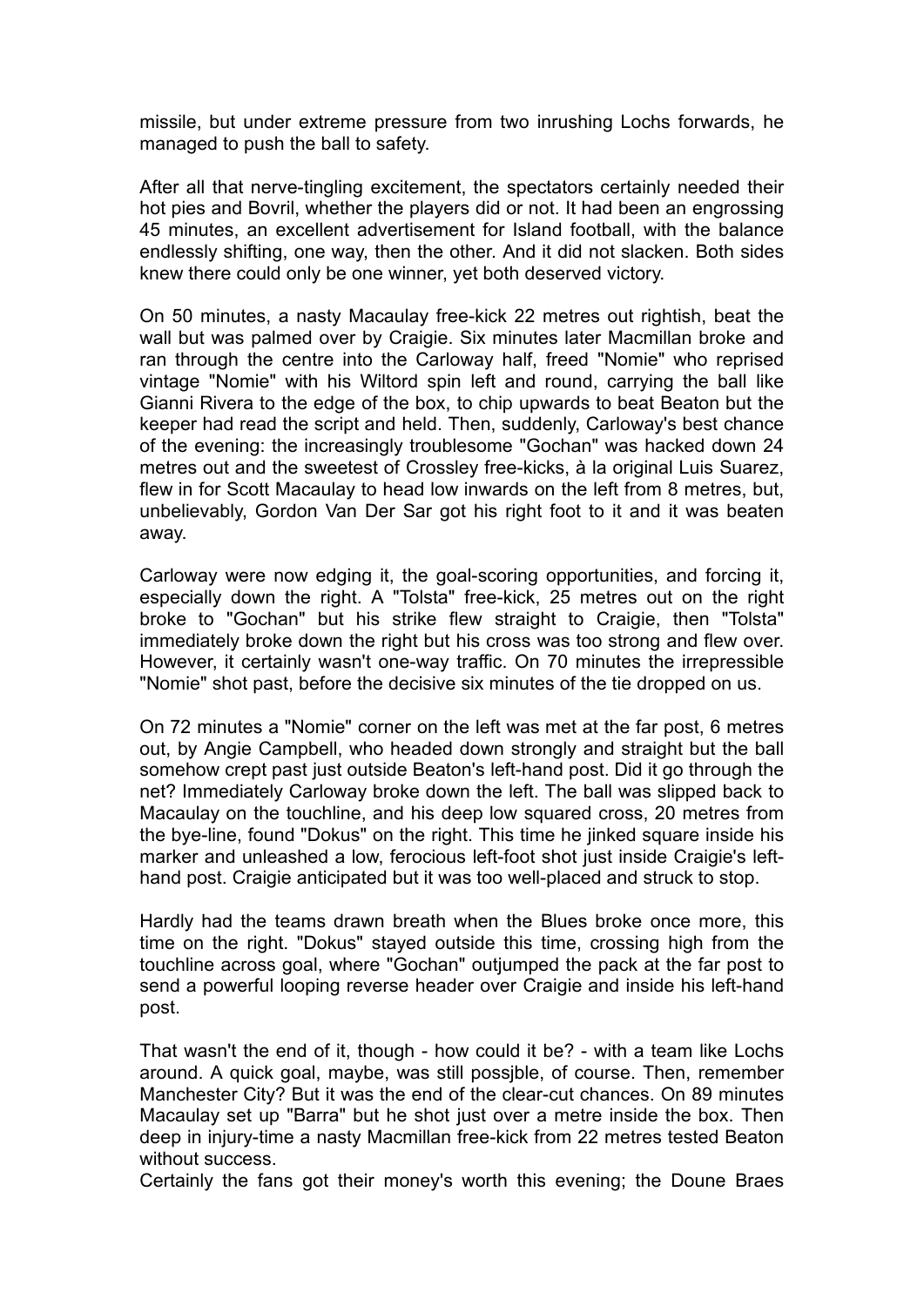missile, but under extreme pressure from two inrushing Lochs forwards, he managed to push the ball to safety.

After all that nerve-tingling excitement, the spectators certainly needed their hot pies and Bovril, whether the players did or not. It had been an engrossing 45 minutes, an excellent advertisement for Island football, with the balance endlessly shifting, one way, then the other. And it did not slacken. Both sides knew there could only be one winner, yet both deserved victory.

On 50 minutes, a nasty Macaulay free-kick 22 metres out rightish, beat the wall but was palmed over by Craigie. Six minutes later Macmillan broke and ran through the centre into the Carloway half, freed "Nomie" who reprised vintage "Nomie" with his Wiltord spin left and round, carrying the ball like Gianni Rivera to the edge of the box, to chip upwards to beat Beaton but the keeper had read the script and held. Then, suddenly, Carloway's best chance of the evening: the increasingly troublesome "Gochan" was hacked down 24 metres out and the sweetest of Crossley free-kicks, à la original Luis Suarez, flew in for Scott Macaulay to head low inwards on the left from 8 metres, but, unbelievably, Gordon Van Der Sar got his right foot to it and it was beaten away.

Carloway were now edging it, the goal-scoring opportunities, and forcing it, especially down the right. A "Tolsta" free-kick, 25 metres out on the right broke to "Gochan" but his strike flew straight to Craigie, then "Tolsta" immediately broke down the right but his cross was too strong and flew over. However, it certainly wasn't one-way traffic. On 70 minutes the irrepressible "Nomie" shot past, before the decisive six minutes of the tie dropped on us.

On 72 minutes a "Nomie" corner on the left was met at the far post, 6 metres out, by Angie Campbell, who headed down strongly and straight but the ball somehow crept past just outside Beaton's left-hand post. Did it go through the net? Immediately Carloway broke down the left. The ball was slipped back to Macaulay on the touchline, and his deep low squared cross, 20 metres from the bye-line, found "Dokus" on the right. This time he jinked square inside his marker and unleashed a low, ferocious left-foot shot just inside Craigie's left-hand post. Craigie anticipated but it was too well-placed and struck to stop.

Hardly had the teams drawn breath when the Blues broke once more, this time on the right. "Dokus" stayed outside this time, crossing high from the touchline across goal, where "Gochan" outjumped the pack at the far post to send a powerful looping reverse header over Craigie and inside his left-hand post.

That wasn't the end of it, though - how could it be? - with a team like Lochs around. A quick goal, maybe, was still possjble, of course. Then, remember Manchester City? But it was the end of the clear-cut chances. On 89 minutes Macaulay set up "Barra" but he shot just over a metre inside the box. Then deep in injury-time a nasty Macmillan free-kick from 22 metres tested Beaton without success.

Certainly the fans got their money's worth this evening; the Doune Braes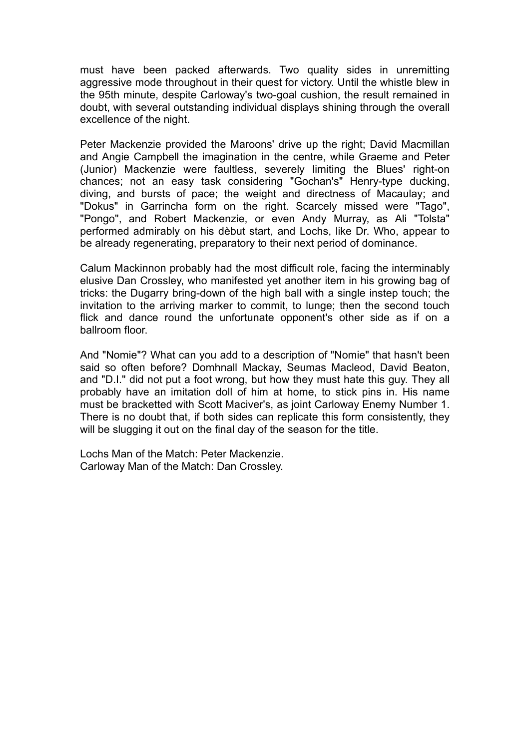must have been packed afterwards. Two quality sides in unremitting aggressive mode throughout in their quest for victory. Until the whistle blew in the 95th minute, despite Carloway's two-goal cushion, the result remained in doubt, with several outstanding individual displays shining through the overall excellence of the night.

Peter Mackenzie provided the Maroons' drive up the right; David Macmillan and Angie Campbell the imagination in the centre, while Graeme and Peter (Junior) Mackenzie were faultless, severely limiting the Blues' right-on chances; not an easy task considering "Gochan's" Henry-type ducking, diving, and bursts of pace; the weight and directness of Macaulay; and "Dokus" in Garrincha form on the right. Scarcely missed were "Tago", "Pongo", and Robert Mackenzie, or even Andy Murray, as Ali "Tolsta" performed admirably on his dèbut start, and Lochs, like Dr. Who, appear to be already regenerating, preparatory to their next period of dominance.

Calum Mackinnon probably had the most difficult role, facing the interminably elusive Dan Crossley, who manifested yet another item in his growing bag of tricks: the Dugarry bring-down of the high ball with a single instep touch; the invitation to the arriving marker to commit, to lunge; then the second touch flick and dance round the unfortunate opponent's other side as if on a ballroom floor.

And "Nomie"? What can you add to a description of "Nomie" that hasn't been said so often before? Domhnall Mackay, Seumas Macleod, David Beaton, and "D.I." did not put a foot wrong, but how they must hate this guy. They all probably have an imitation doll of him at home, to stick pins in. His name must be bracketted with Scott Maciver's, as joint Carloway Enemy Number 1. There is no doubt that, if both sides can replicate this form consistently, they will be slugging it out on the final day of the season for the title.

Lochs Man of the Match: Peter Mackenzie.
Carloway Man of the Match: Dan Crossley.